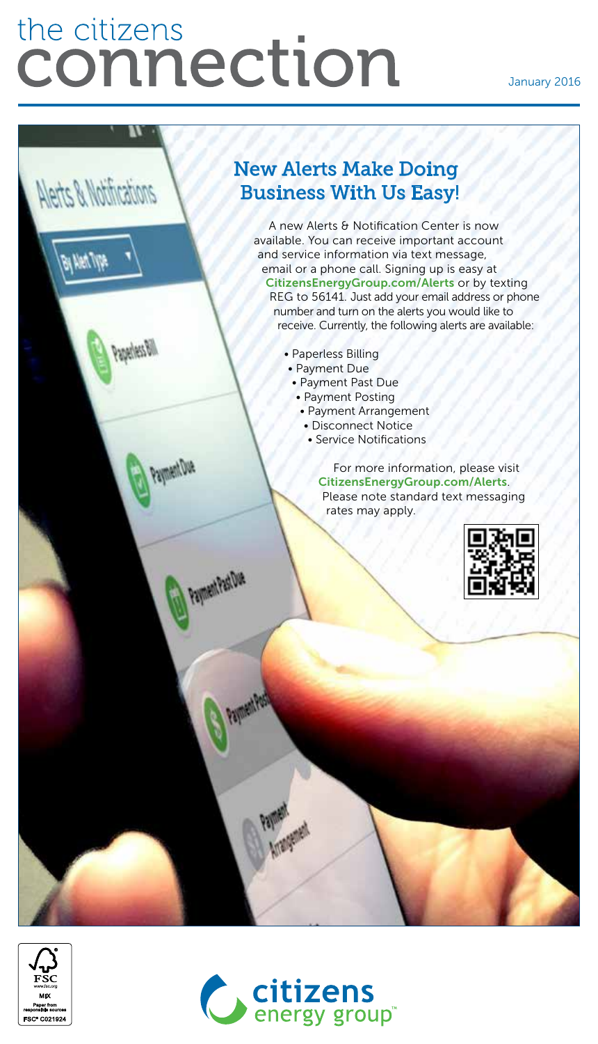# the citizens connection

January 2016

## New Alerts Make Doing Business With Us Easy!

A new Alerts & Notification Center is now available. You can receive important account and service information via text message, email or a phone call. Signing up is easy at **CitizensEnergyGroup.com/Alerts** or by texting REG to 56141. Just add your email address or phone number and turn on the alerts you would like to receive. Currently, the following alerts are available:

- Paperless Billing
- Payment Due
- Payment Past Due
- Payment Posting
- Payment Arrangement
- Disconnect Notice
- Service Notifications

For more information, please visit **CitizensEnergyGroup.com/Alerts**. Please note standard text messaging rates may apply.

FSC www.fsc.org MIX Paper from responsible sources FSC® C021924

citizens energy group™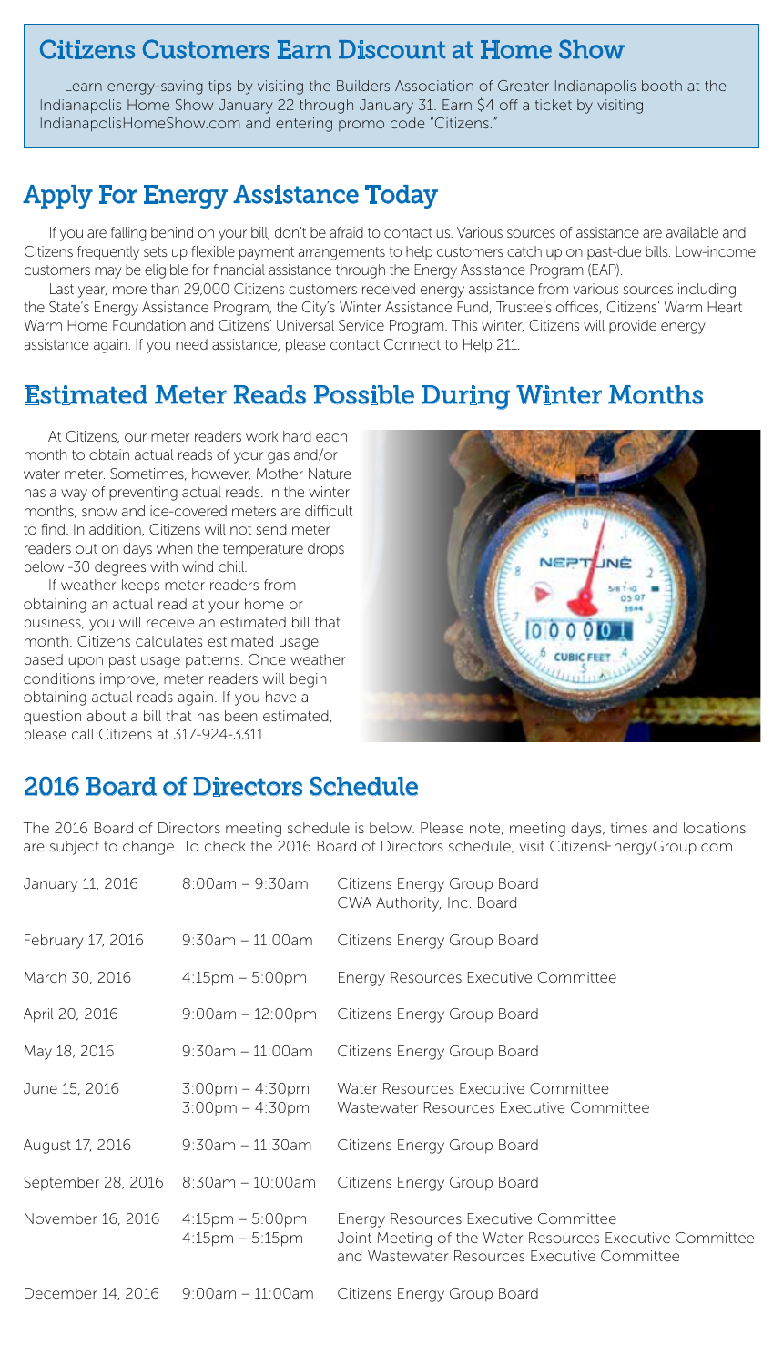## Citizens Customers Earn Discount at Home Show

Learn energy-saving tips by visiting the Builders Association of Greater Indianapolis booth at the Indianapolis Home Show January 22 through January 31. Earn $4 off a ticket by visiting IndianapolisHomeShow.com and entering promo code "Citizens."

## Apply For Energy Assistance Today

If you are falling behind on your bill, don't be afraid to contact us. Various sources of assistance are available and Citizens frequently sets up flexible payment arrangements to help customers catch up on past-due bills. Low-income customers may be eligible for financial assistance through the Energy Assistance Program (EAP).

Last year, more than 29,000 Citizens customers received energy assistance from various sources including the State's Energy Assistance Program, the City's Winter Assistance Fund, Trustee's offices, Citizens' Warm Heart Warm Home Foundation and Citizens' Universal Service Program. This winter, Citizens will provide energy assistance again. If you need assistance, please contact Connect to Help 211.

## Estimated Meter Reads Possible During Winter Months

At Citizens, our meter readers work hard each month to obtain actual reads of your gas and/or water meter. Sometimes, however, Mother Nature has a way of preventing actual reads. In the winter months, snow and ice-covered meters are difficult to find. In addition, Citizens will not send meter readers out on days when the temperature drops below -30 degrees with wind chill.

If weather keeps meter readers from obtaining an actual read at your home or business, you will receive an estimated bill that month. Citizens calculates estimated usage based upon past usage patterns. Once weather conditions improve, meter readers will begin obtaining actual reads again. If you have a question about a bill that has been estimated, please call Citizens at 317-924-3311.

## 2016 Board of Directors Schedule

The 2016 Board of Directors meeting schedule is below. Please note, meeting days, times and locations are subject to change. To check the 2016 Board of Directors schedule, visit CitizensEnergyGroup.com.

| | | |
|---|---|---|
| January 11, 2016 | 8:00am – 9:30am | Citizens Energy Group Board<br>CWA Authority, Inc. Board |
| February 17, 2016 | 9:30am – 11:00am | Citizens Energy Group Board |
| March 30, 2016 | 4:15pm – 5:00pm | Energy Resources Executive Committee |
| April 20, 2016 | 9:00am – 12:00pm | Citizens Energy Group Board |
| May 18, 2016 | 9:30am – 11:00am | Citizens Energy Group Board |
| June 15, 2016 | 3:00pm – 4:30pm<br>3:00pm – 4:30pm | Water Resources Executive Committee<br>Wastewater Resources Executive Committee |
| August 17, 2016 | 9:30am – 11:30am | Citizens Energy Group Board |
| September 28, 2016 | 8:30am – 10:00am | Citizens Energy Group Board |
| November 16, 2016 | 4:15pm – 5:00pm<br>4:15pm – 5:15pm | Energy Resources Executive Committee<br>Joint Meeting of the Water Resources Executive Committee and Wastewater Resources Executive Committee |
| December 14, 2016 | 9:00am – 11:00am | Citizens Energy Group Board |